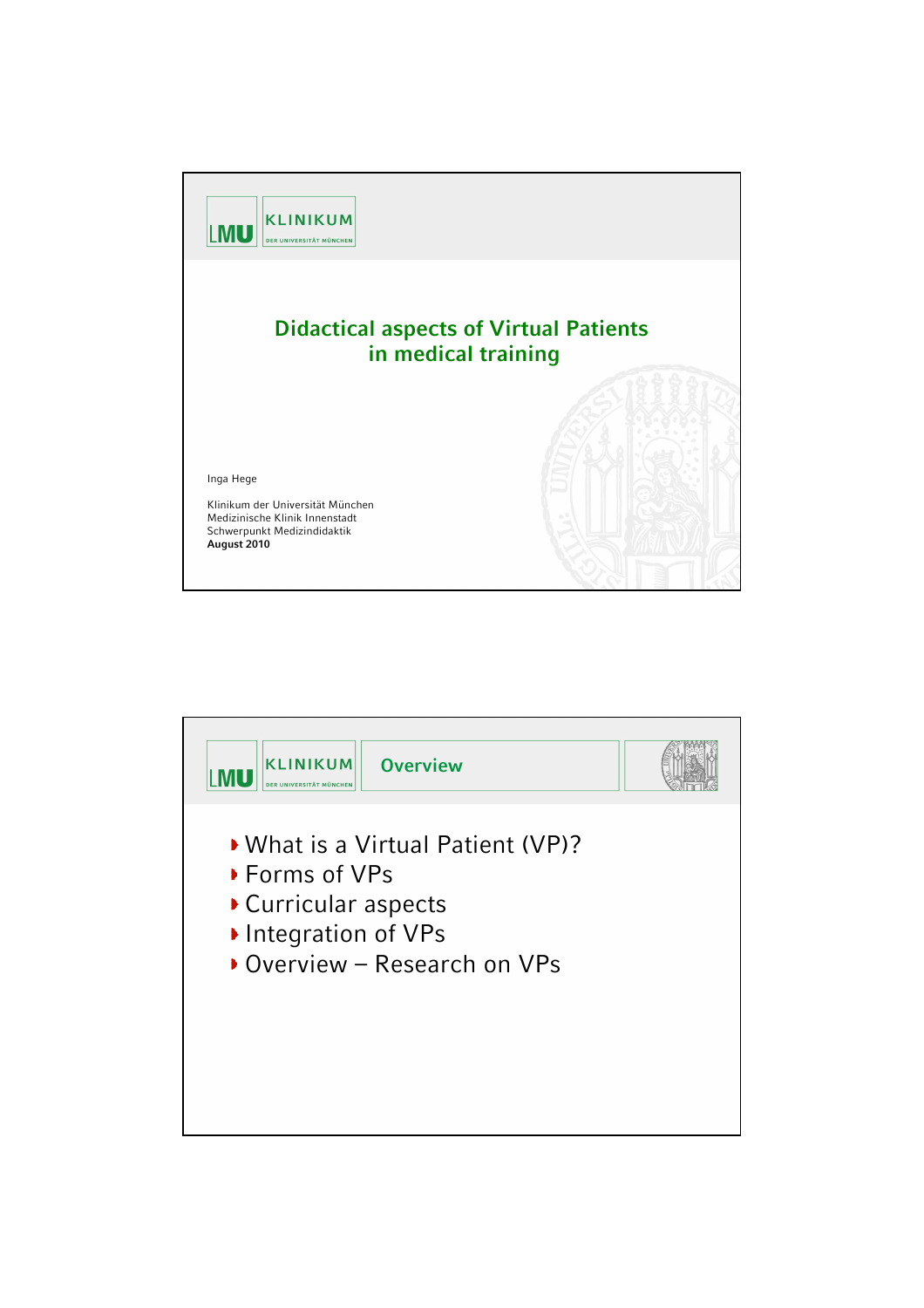LMU KLINIKUM DER UNIVERSITÄT MÜNCHEN

# Didactical aspects of Virtual Patients in medical training

Inga Hege

Klinikum der Universität München
Medizinische Klinik Innenstadt
Schwerpunkt Medizindidaktik
**August 2010**

---

LMU KLINIKUM DER UNIVERSITÄT MÜNCHEN

## Overview

- What is a Virtual Patient (VP)?
- Forms of VPs
- Curricular aspects
- Integration of VPs
- Overview – Research on VPs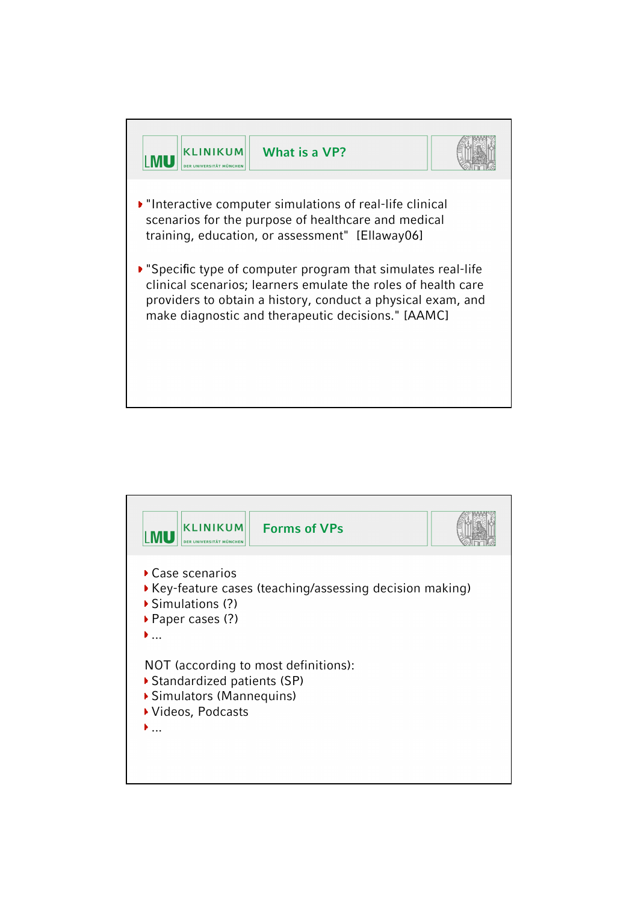## What is a VP?

- "Interactive computer simulations of real-life clinical scenarios for the purpose of healthcare and medical training, education, or assessment" [Ellaway06]
- "Specific type of computer program that simulates real-life clinical scenarios; learners emulate the roles of health care providers to obtain a history, conduct a physical exam, and make diagnostic and therapeutic decisions." [AAMC]

## Forms of VPs

- Case scenarios
- Key-feature cases (teaching/assessing decision making)
- Simulations (?)
- Paper cases (?)
- ...

NOT (according to most definitions):

- Standardized patients (SP)
- Simulators (Mannequins)
- Videos, Podcasts
- ...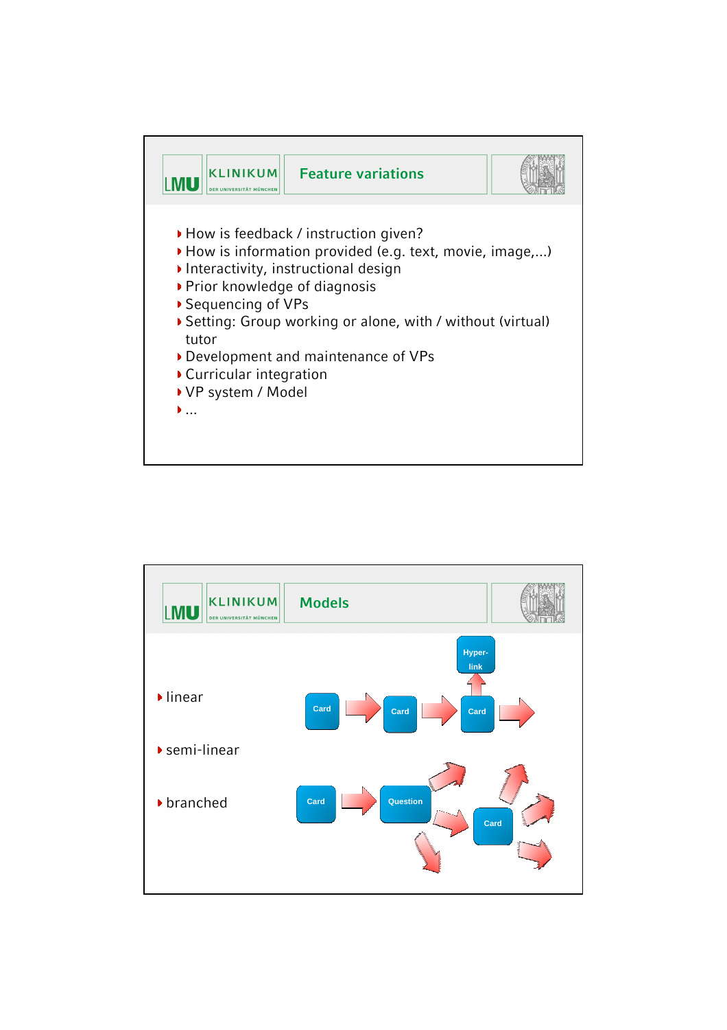## Feature variations

- How is feedback / instruction given?
- How is information provided (e.g. text, movie, image,...)
- Interactivity, instructional design
- Prior knowledge of diagnosis
- Sequencing of VPs
- Setting: Group working or alone, with / without (virtual) tutor
- Development and maintenance of VPs
- Curricular integration
- VP system / Model
- ...

## Models

- linear
- semi-linear
- branched

Card → Card → Card → (Hyper-link)

Card → Question → Card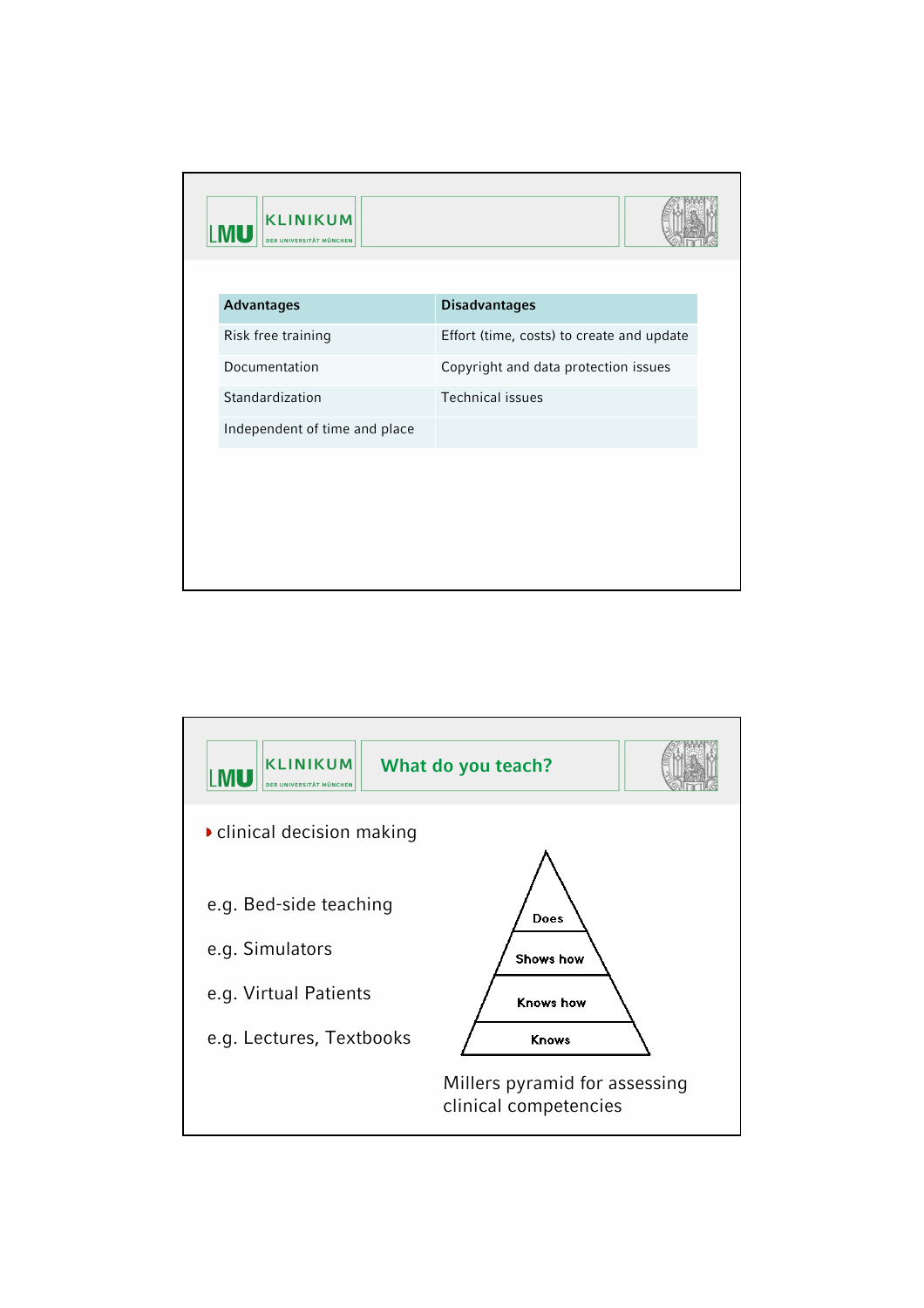| Advantages | Disadvantages |
| --- | --- |
| Risk free training | Effort (time, costs) to create and update |
| Documentation | Copyright and data protection issues |
| Standardization | Technical issues |
| Independent of time and place | |

## What do you teach?

- clinical decision making

e.g. Bed-side teaching

e.g. Simulators

e.g. Virtual Patients

e.g. Lectures, Textbooks

Does

Shows how

Knows how

Knows

Millers pyramid for assessing clinical competencies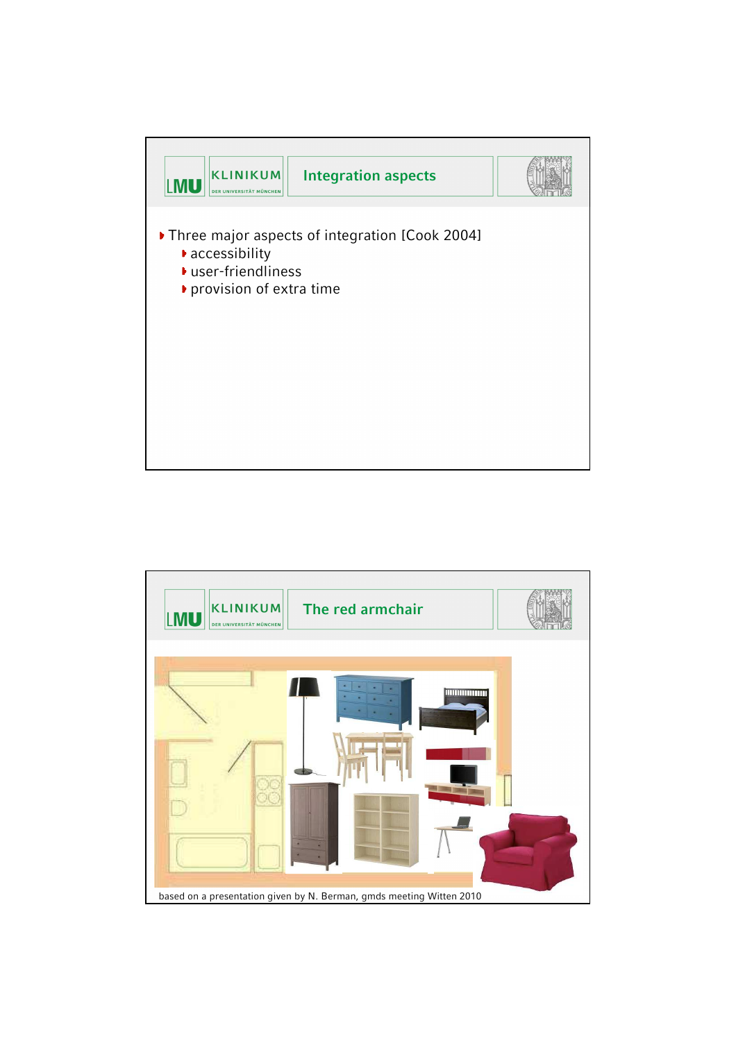## Integration aspects

- Three major aspects of integration [Cook 2004]
  - accessibility
  - user-friendliness
  - provision of extra time

## The red armchair

based on a presentation given by N. Berman, gmds meeting Witten 2010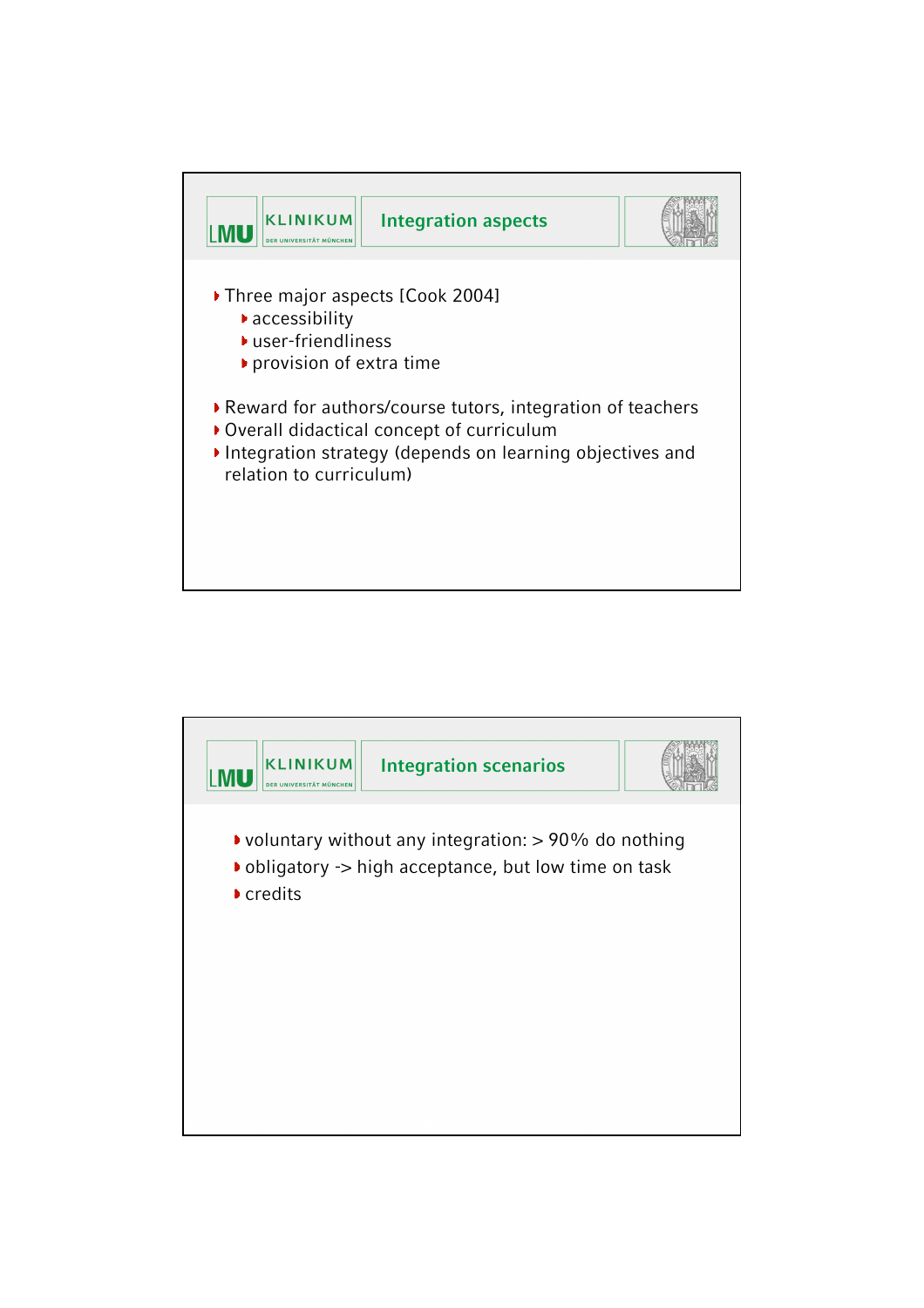## Integration aspects

- Three major aspects [Cook 2004]
  - accessibility
  - user-friendliness
  - provision of extra time
- Reward for authors/course tutors, integration of teachers
- Overall didactical concept of curriculum
- Integration strategy (depends on learning objectives and relation to curriculum)

## Integration scenarios

- voluntary without any integration: > 90% do nothing
- obligatory -> high acceptance, but low time on task
- credits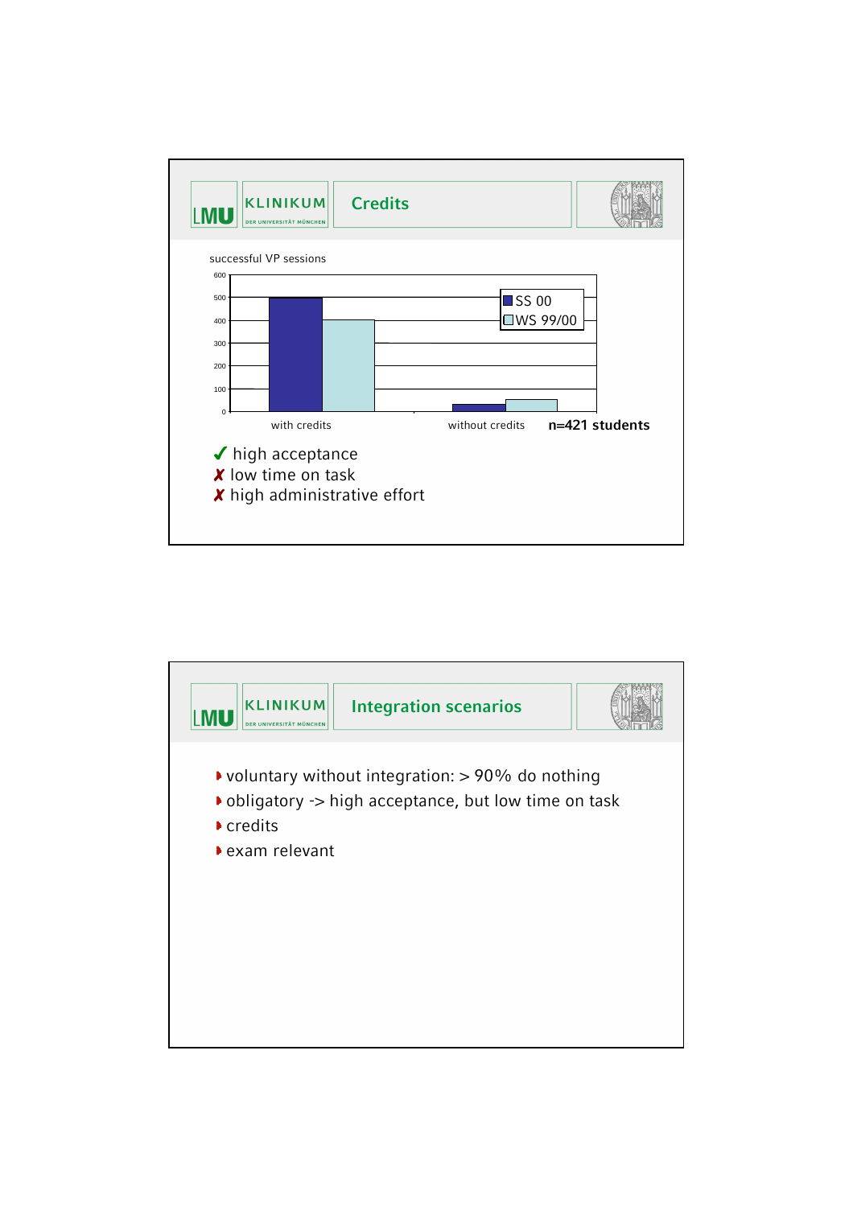## Credits

successful VP sessions

| | SS 00 | WS 99/00 |
|---|---|---|
| with credits | ~500 | ~400 |
| without credits | ~30 | ~50 |

**n=421 students**

- ✔ high acceptance
- ✗ low time on task
- ✗ high administrative effort

## Integration scenarios

- voluntary without integration: > 90% do nothing
- obligatory -> high acceptance, but low time on task
- credits
- exam relevant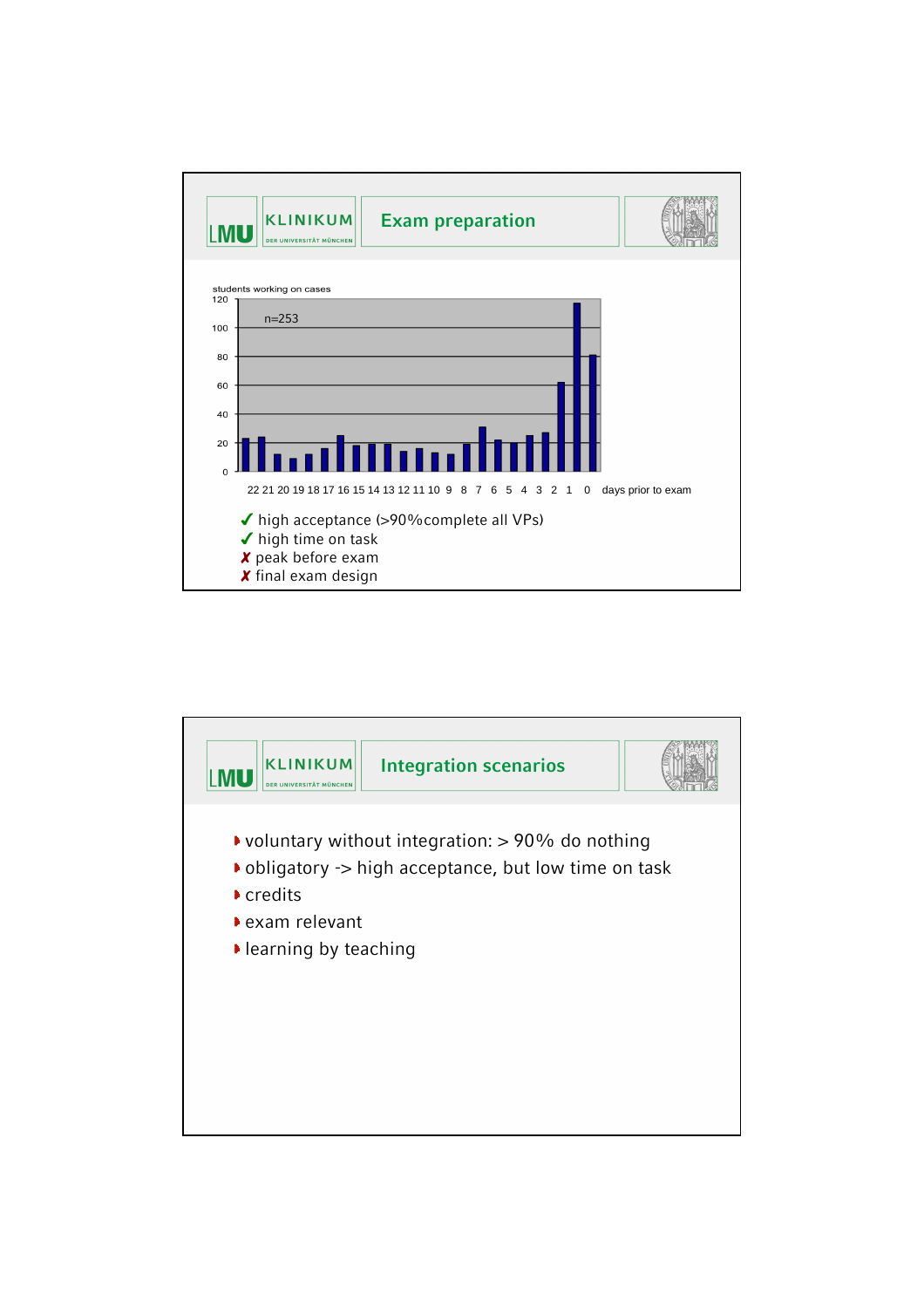## Exam preparation

students working on cases

n=253

| days prior to exam | 22 | 21 | 20 | 19 | 18 | 17 | 16 | 15 | 14 | 13 | 12 | 11 | 10 | 9 | 8 | 7 | 6 | 5 | 4 | 3 | 2 | 1 | 0 |
|---|---|---|---|---|---|---|---|---|---|---|---|---|---|---|---|---|---|---|---|---|---|---|---|

- ✓ high acceptance (>90%complete all VPs)
- ✓ high time on task
- ✗ peak before exam
- ✗ final exam design

## Integration scenarios

- voluntary without integration: > 90% do nothing
- obligatory -> high acceptance, but low time on task
- credits
- exam relevant
- learning by teaching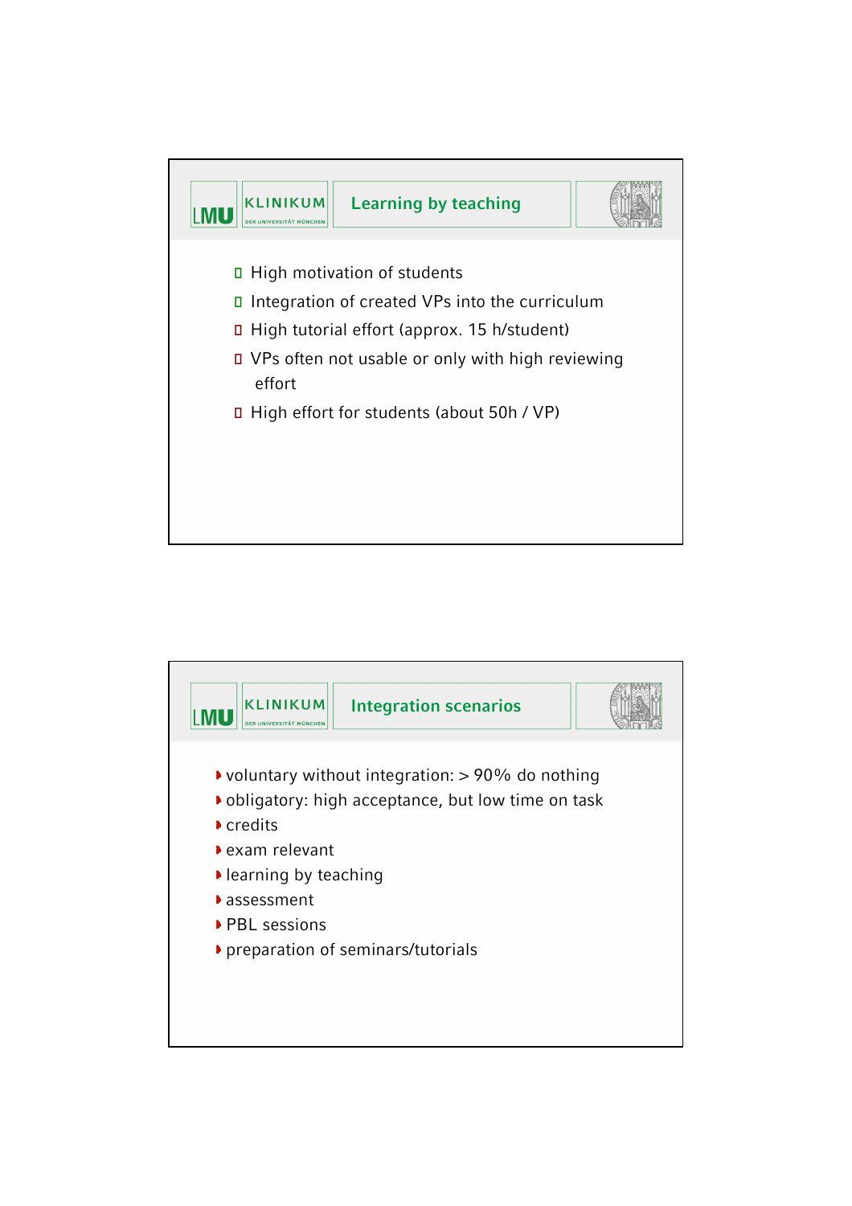## Learning by teaching

- High motivation of students
- Integration of created VPs into the curriculum
- High tutorial effort (approx. 15 h/student)
- VPs often not usable or only with high reviewing effort
- High effort for students (about 50h / VP)

## Integration scenarios

- voluntary without integration: > 90% do nothing
- obligatory: high acceptance, but low time on task
- credits
- exam relevant
- learning by teaching
- assessment
- PBL sessions
- preparation of seminars/tutorials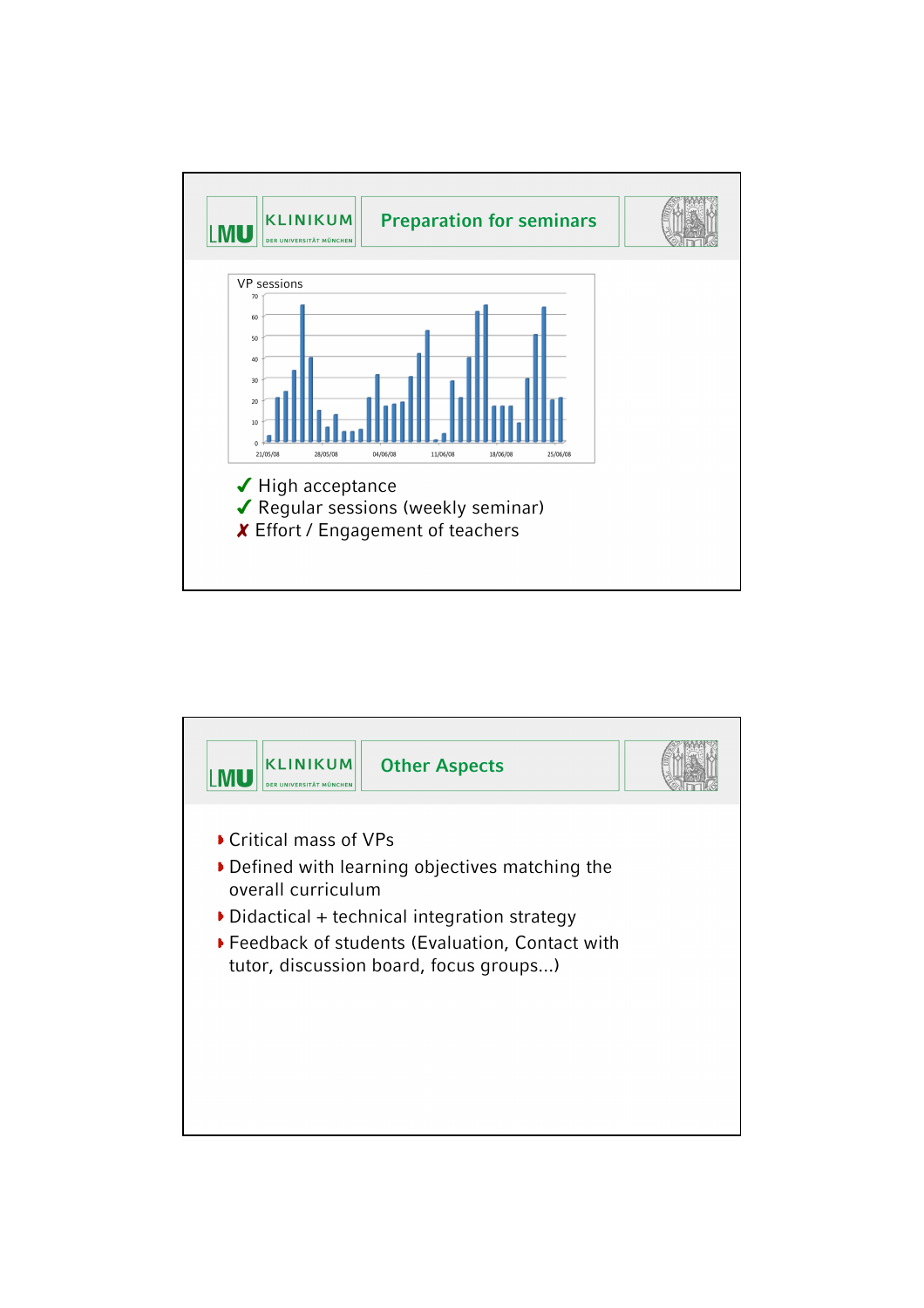## Preparation for seminars

VP sessions

- ✓ High acceptance
- ✓ Regular sessions (weekly seminar)
- ✗ Effort / Engagement of teachers

## Other Aspects

- Critical mass of VPs
- Defined with learning objectives matching the overall curriculum
- Didactical + technical integration strategy
- Feedback of students (Evaluation, Contact with tutor, discussion board, focus groups...)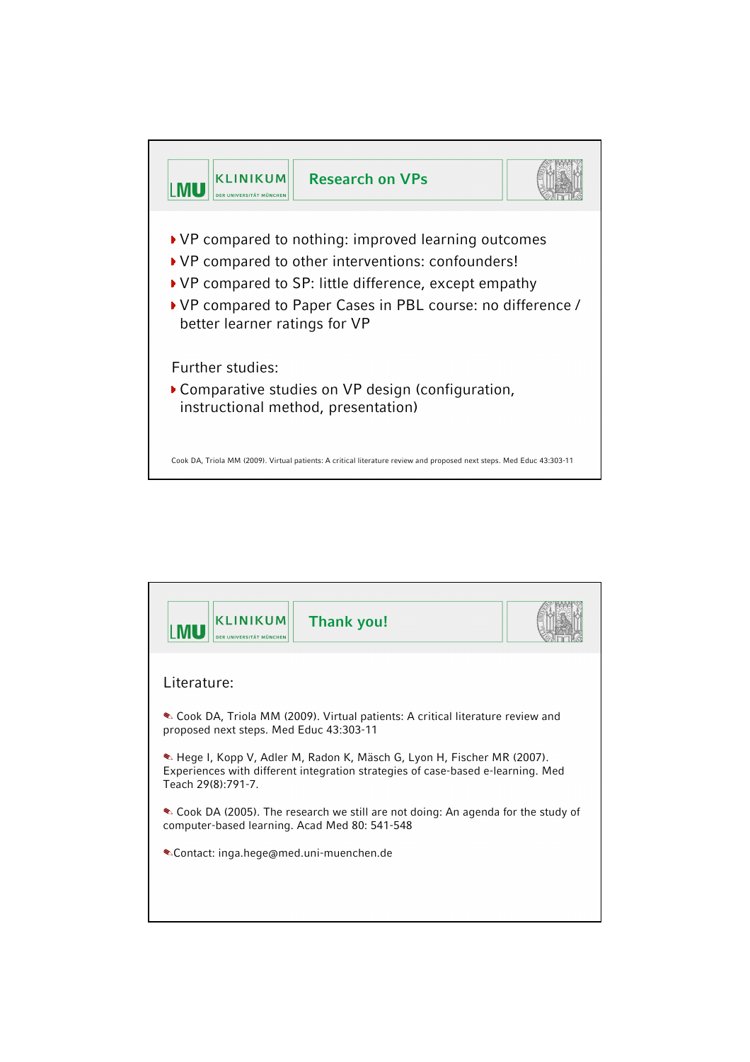## Research on VPs

- VP compared to nothing: improved learning outcomes
- VP compared to other interventions: confounders!
- VP compared to SP: little difference, except empathy
- VP compared to Paper Cases in PBL course: no difference / better learner ratings for VP

Further studies:

- Comparative studies on VP design (configuration, instructional method, presentation)

Cook DA, Triola MM (2009). Virtual patients: A critical literature review and proposed next steps. Med Educ 43:303-11

## Thank you!

Literature:

- Cook DA, Triola MM (2009). Virtual patients: A critical literature review and proposed next steps. Med Educ 43:303-11
- Hege I, Kopp V, Adler M, Radon K, Mäsch G, Lyon H, Fischer MR (2007). Experiences with different integration strategies of case-based e-learning. Med Teach 29(8):791-7.
- Cook DA (2005). The research we still are not doing: An agenda for the study of computer-based learning. Acad Med 80: 541-548
- Contact: inga.hege@med.uni-muenchen.de